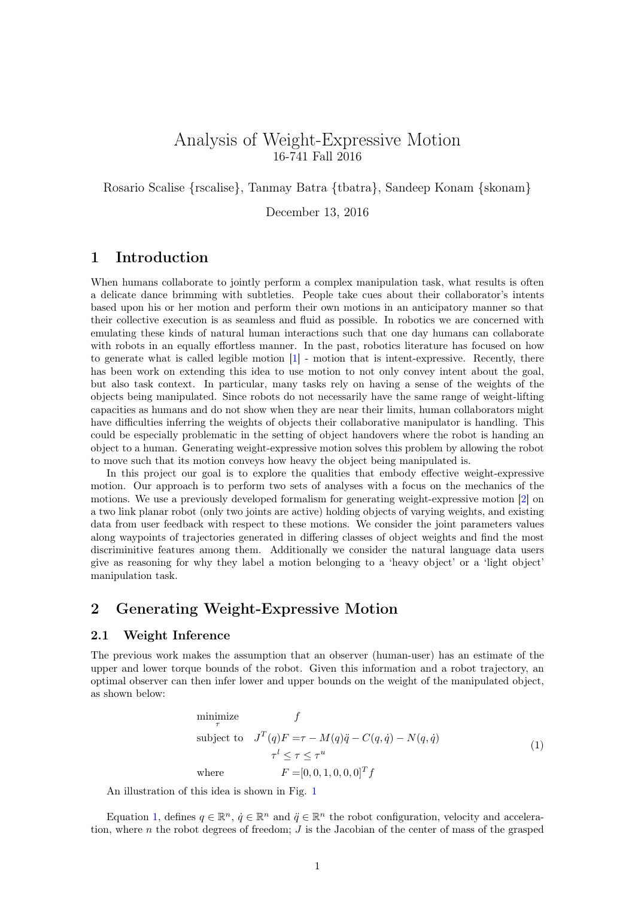# Analysis of Weight-Expressive Motion

16-741 Fall 2016

Rosario Scalise {rscalise}, Tanmay Batra {tbatra}, Sandeep Konam {skonam}

December 13, 2016

## 1 Introduction

When humans collaborate to jointly perform a complex manipulation task, what results is often a delicate dance brimming with subtleties. People take cues about their collaborator's intents based upon his or her motion and perform their own motions in an anticipatory manner so that their collective execution is as seamless and fluid as possible. In robotics we are concerned with emulating these kinds of natural human interactions such that one day humans can collaborate with robots in an equally effortless manner. In the past, robotics literature has focused on how to generate what is called legible motion [1] - motion that is intent-expressive. Recently, there has been work on extending this idea to use motion to not only convey intent about the goal, but also task context. In particular, many tasks rely on having a sense of the weights of the objects being manipulated. Since robots do not necessarily have the same range of weight-lifting capacities as humans and do not show when they are near their limits, human collaborators might have difficulties inferring the weights of objects their collaborative manipulator is handling. This could be especially problematic in the setting of object handovers where the robot is handing an object to a human. Generating weight-expressive motion solves this problem by allowing the robot to move such that its motion conveys how heavy the object being manipulated is.

In this project our goal is to explore the qualities that embody effective weight-expressive motion. Our approach is to perform two sets of analyses with a focus on the mechanics of the motions. We use a previously developed formalism for generating weight-expressive motion [2] on a two link planar robot (only two joints are active) holding objects of varying weights, and existing data from user feedback with respect to these motions. We consider the joint parameters values along waypoints of trajectories generated in differing classes of object weights and find the most discriminitive features among them. Additionally we consider the natural language data users give as reasoning for why they label a motion belonging to a 'heavy object' or a 'light object' manipulation task.

## 2 Generating Weight-Expressive Motion

### 2.1 Weight Inference

The previous work makes the assumption that an observer (human-user) has an estimate of the upper and lower torque bounds of the robot. Given this information and a robot trajectory, an optimal observer can then infer lower and upper bounds on the weight of the manipulated object, as shown below:

$$
\begin{aligned}
\underset{\tau}{\text{minimize}} \quad & f \\
\text{subject to} \quad & J^T(q)F = \tau - M(q)\ddot{q} - C(q,\dot{q}) - N(q,\dot{q}) \\
& \tau^l \leq \tau \leq \tau^u \\
\text{where} \quad & F = [0,0,1,0,0,0]^T f
\end{aligned}
\tag{1}
$$

An illustration of this idea is shown in Fig. 1

Equation 1, defines $q \in \mathbb{R}^n$, $\dot{q} \in \mathbb{R}^n$ and $\ddot{q} \in \mathbb{R}^n$ the robot configuration, velocity and acceleration, where $n$ the robot degrees of freedom; $J$ is the Jacobian of the center of mass of the grasped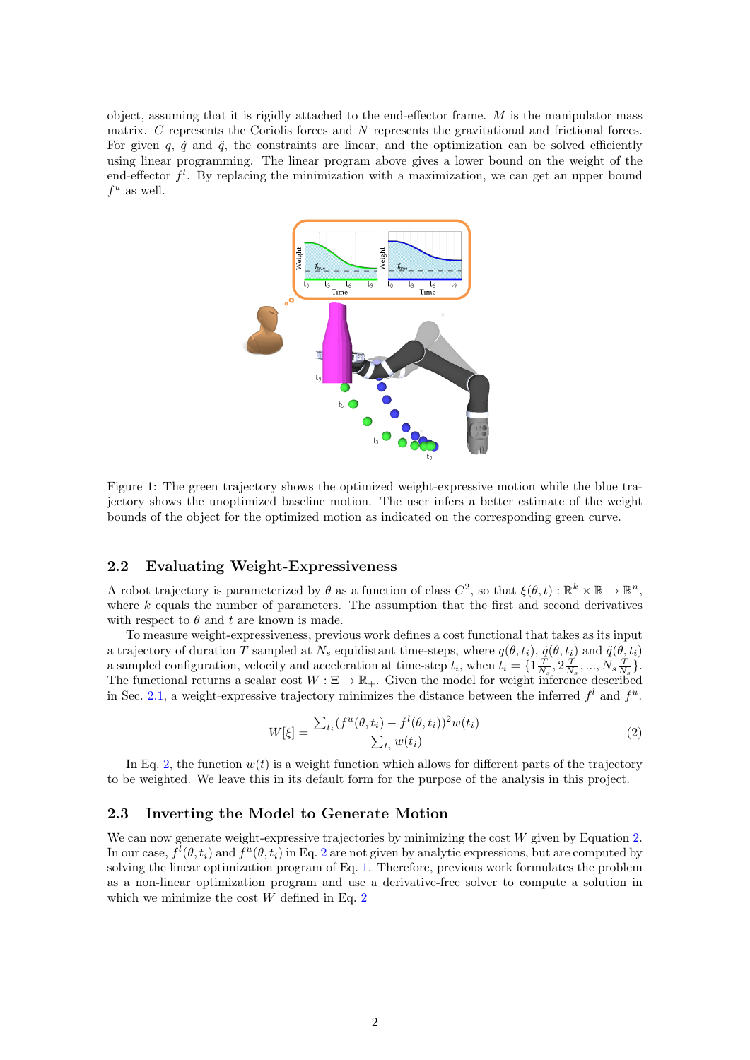object, assuming that it is rigidly attached to the end-effector frame. $M$ is the manipulator mass matrix. $C$ represents the Coriolis forces and $N$ represents the gravitational and frictional forces. For given $q$, $\dot{q}$ and $\ddot{q}$, the constraints are linear, and the optimization can be solved efficiently using linear programming. The linear program above gives a lower bound on the weight of the end-effector $f^l$. By replacing the minimization with a maximization, we can get an upper bound $f^u$ as well.

Figure 1: The green trajectory shows the optimized weight-expressive motion while the blue trajectory shows the unoptimized baseline motion. The user infers a better estimate of the weight bounds of the object for the optimized motion as indicated on the corresponding green curve.

### 2.2 Evaluating Weight-Expressiveness

A robot trajectory is parameterized by $\theta$ as a function of class $C^2$, so that $\xi(\theta, t) : \mathbb{R}^k \times \mathbb{R} \rightarrow \mathbb{R}^n$, where $k$ equals the number of parameters. The assumption that the first and second derivatives with respect to $\theta$ and $t$ are known is made.

To measure weight-expressiveness, previous work defines a cost functional that takes as its input a trajectory of duration $T$ sampled at $N_s$ equidistant time-steps, where $q(\theta, t_i)$, $\dot{q}(\theta, t_i)$ and $\ddot{q}(\theta, t_i)$ a sampled configuration, velocity and acceleration at time-step $t_i$, when $t_i = \{1\frac{T}{N_s}, 2\frac{T}{N_s}, ..., N_s\frac{T}{N_s}\}$. The functional returns a scalar cost $W : \Xi \rightarrow \mathbb{R}_+$. Given the model for weight inference described in Sec. 2.1, a weight-expressive trajectory minimizes the distance between the inferred $f^l$ and $f^u$.

$$W[\xi] = \frac{\sum_{t_i}(f^u(\theta, t_i) - f^l(\theta, t_i))^2 w(t_i)}{\sum_{t_i} w(t_i)} \tag{2}$$

In Eq. 2, the function $w(t)$ is a weight function which allows for different parts of the trajectory to be weighted. We leave this in its default form for the purpose of the analysis in this project.

### 2.3 Inverting the Model to Generate Motion

We can now generate weight-expressive trajectories by minimizing the cost $W$ given by Equation 2. In our case, $f^l(\theta, t_i)$ and $f^u(\theta, t_i)$ in Eq. 2 are not given by analytic expressions, but are computed by solving the linear optimization program of Eq. 1. Therefore, previous work formulates the problem as a non-linear optimization program and use a derivative-free solver to compute a solution in which we minimize the cost $W$ defined in Eq. 2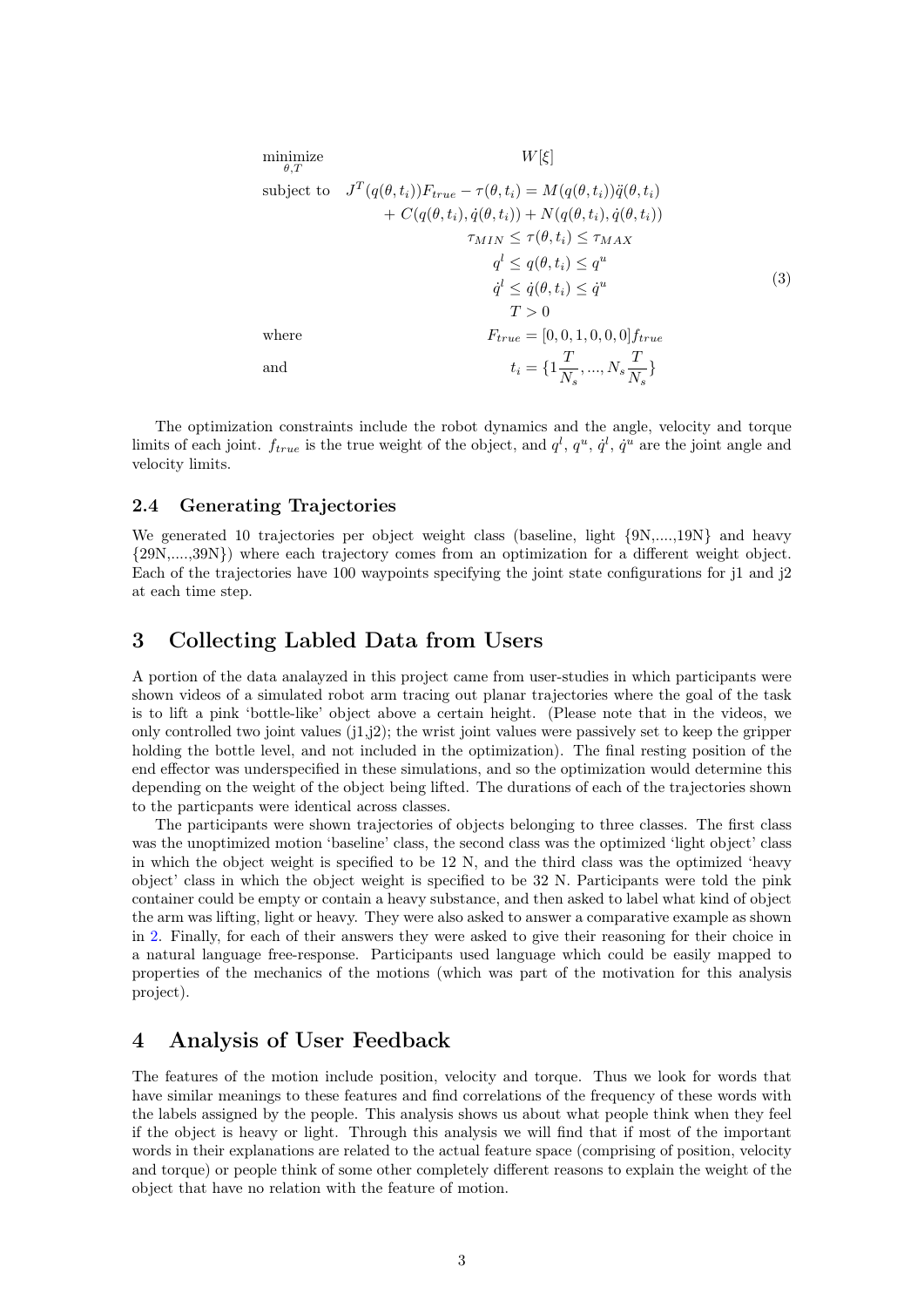$$
\begin{aligned}
\underset{\theta,T}{\text{minimize}} \quad & W[\xi] \\
\text{subject to} \quad & J^T(q(\theta,t_i))F_{true} - \tau(\theta,t_i) = M(q(\theta,t_i))\ddot{q}(\theta,t_i) \\
& \quad + C(q(\theta,t_i),\dot{q}(\theta,t_i)) + N(q(\theta,t_i),\dot{q}(\theta,t_i)) \\
& \tau_{MIN} \leq \tau(\theta,t_i) \leq \tau_{MAX} \\
& q^l \leq q(\theta,t_i) \leq q^u \\
& \dot{q}^l \leq \dot{q}(\theta,t_i) \leq \dot{q}^u \\
& T > 0 \\
\text{where} \quad & F_{true} = [0,0,1,0,0,0]f_{true} \\
\text{and} \quad & t_i = \{1\frac{T}{N_s},...,N_s\frac{T}{N_s}\}
\end{aligned} \tag{3}
$$

The optimization constraints include the robot dynamics and the angle, velocity and torque limits of each joint. $f_{true}$ is the true weight of the object, and $q^l$, $q^u$, $\dot{q}^l$, $\dot{q}^u$ are the joint angle and velocity limits.

### 2.4 Generating Trajectories

We generated 10 trajectories per object weight class (baseline, light {9N,....,19N} and heavy {29N,....,39N}) where each trajectory comes from an optimization for a different weight object. Each of the trajectories have 100 waypoints specifying the joint state configurations for j1 and j2 at each time step.

## 3 Collecting Labled Data from Users

A portion of the data analayzed in this project came from user-studies in which participants were shown videos of a simulated robot arm tracing out planar trajectories where the goal of the task is to lift a pink 'bottle-like' object above a certain height. (Please note that in the videos, we only controlled two joint values (j1,j2); the wrist joint values were passively set to keep the gripper holding the bottle level, and not included in the optimization). The final resting position of the end effector was underspecified in these simulations, and so the optimization would determine this depending on the weight of the object being lifted. The durations of each of the trajectories shown to the particpants were identical across classes.

The participants were shown trajectories of objects belonging to three classes. The first class was the unoptimized motion 'baseline' class, the second class was the optimized 'light object' class in which the object weight is specified to be 12 N, and the third class was the optimized 'heavy object' class in which the object weight is specified to be 32 N. Participants were told the pink container could be empty or contain a heavy substance, and then asked to label what kind of object the arm was lifting, light or heavy. They were also asked to answer a comparative example as shown in 2. Finally, for each of their answers they were asked to give their reasoning for their choice in a natural language free-response. Participants used language which could be easily mapped to properties of the mechanics of the motions (which was part of the motivation for this analysis project).

## 4 Analysis of User Feedback

The features of the motion include position, velocity and torque. Thus we look for words that have similar meanings to these features and find correlations of the frequency of these words with the labels assigned by the people. This analysis shows us about what people think when they feel if the object is heavy or light. Through this analysis we will find that if most of the important words in their explanations are related to the actual feature space (comprising of position, velocity and torque) or people think of some other completely different reasons to explain the weight of the object that have no relation with the feature of motion.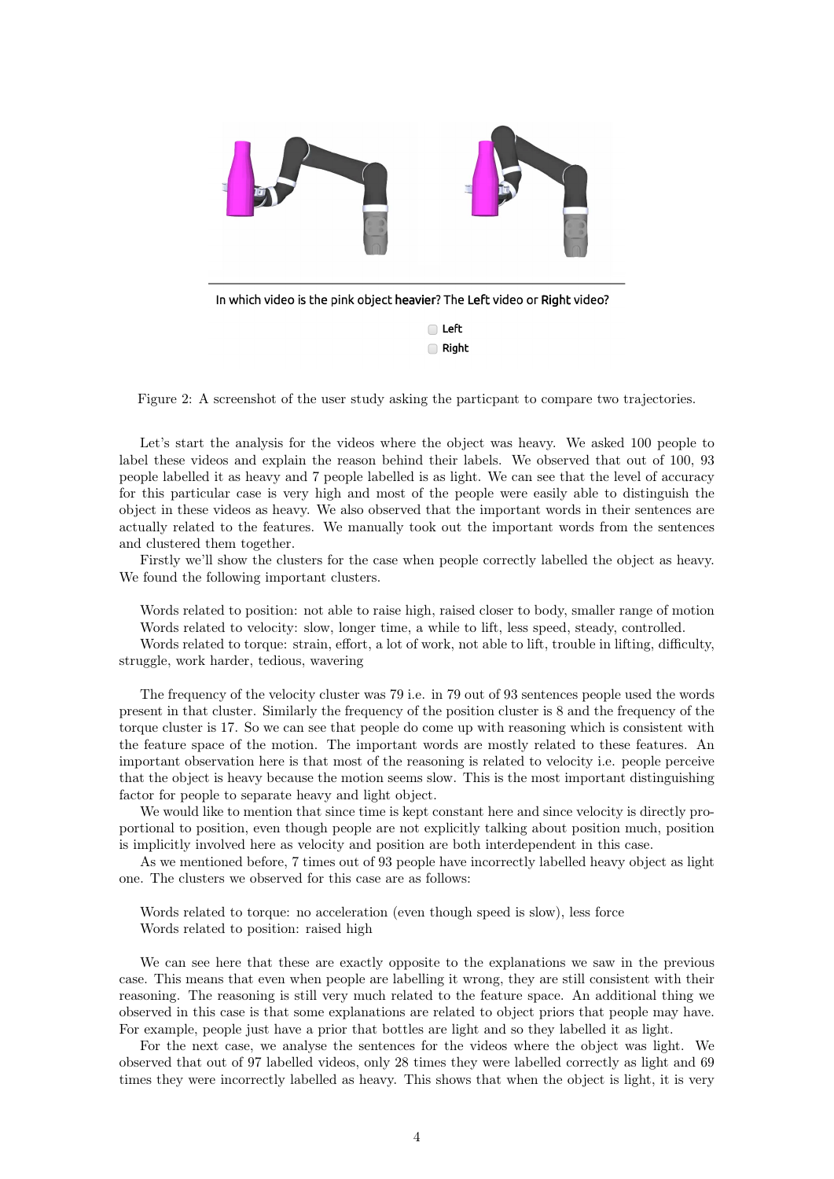In which video is the pink object **heavier**? The **Left** video or **Right** video?

- Left
- Right

Figure 2: A screenshot of the user study asking the particpant to compare two trajectories.

Let's start the analysis for the videos where the object was heavy. We asked 100 people to label these videos and explain the reason behind their labels. We observed that out of 100, 93 people labelled it as heavy and 7 people labelled is as light. We can see that the level of accuracy for this particular case is very high and most of the people were easily able to distinguish the object in these videos as heavy. We also observed that the important words in their sentences are actually related to the features. We manually took out the important words from the sentences and clustered them together.

Firstly we'll show the clusters for the case when people correctly labelled the object as heavy. We found the following important clusters.

Words related to position: not able to raise high, raised closer to body, smaller range of motion
Words related to velocity: slow, longer time, a while to lift, less speed, steady, controlled.
Words related to torque: strain, effort, a lot of work, not able to lift, trouble in lifting, difficulty, struggle, work harder, tedious, wavering

The frequency of the velocity cluster was 79 i.e. in 79 out of 93 sentences people used the words present in that cluster. Similarly the frequency of the position cluster is 8 and the frequency of the torque cluster is 17. So we can see that people do come up with reasoning which is consistent with the feature space of the motion. The important words are mostly related to these features. An important observation here is that most of the reasoning is related to velocity i.e. people perceive that the object is heavy because the motion seems slow. This is the most important distinguishing factor for people to separate heavy and light object.

We would like to mention that since time is kept constant here and since velocity is directly proportional to position, even though people are not explicitly talking about position much, position is implicitly involved here as velocity and position are both interdependent in this case.

As we mentioned before, 7 times out of 93 people have incorrectly labelled heavy object as light one. The clusters we observed for this case are as follows:

Words related to torque: no acceleration (even though speed is slow), less force
Words related to position: raised high

We can see here that these are exactly opposite to the explanations we saw in the previous case. This means that even when people are labelling it wrong, they are still consistent with their reasoning. The reasoning is still very much related to the feature space. An additional thing we observed in this case is that some explanations are related to object priors that people may have. For example, people just have a prior that bottles are light and so they labelled it as light.

For the next case, we analyse the sentences for the videos where the object was light. We observed that out of 97 labelled videos, only 28 times they were labelled correctly as light and 69 times they were incorrectly labelled as heavy. This shows that when the object is light, it is very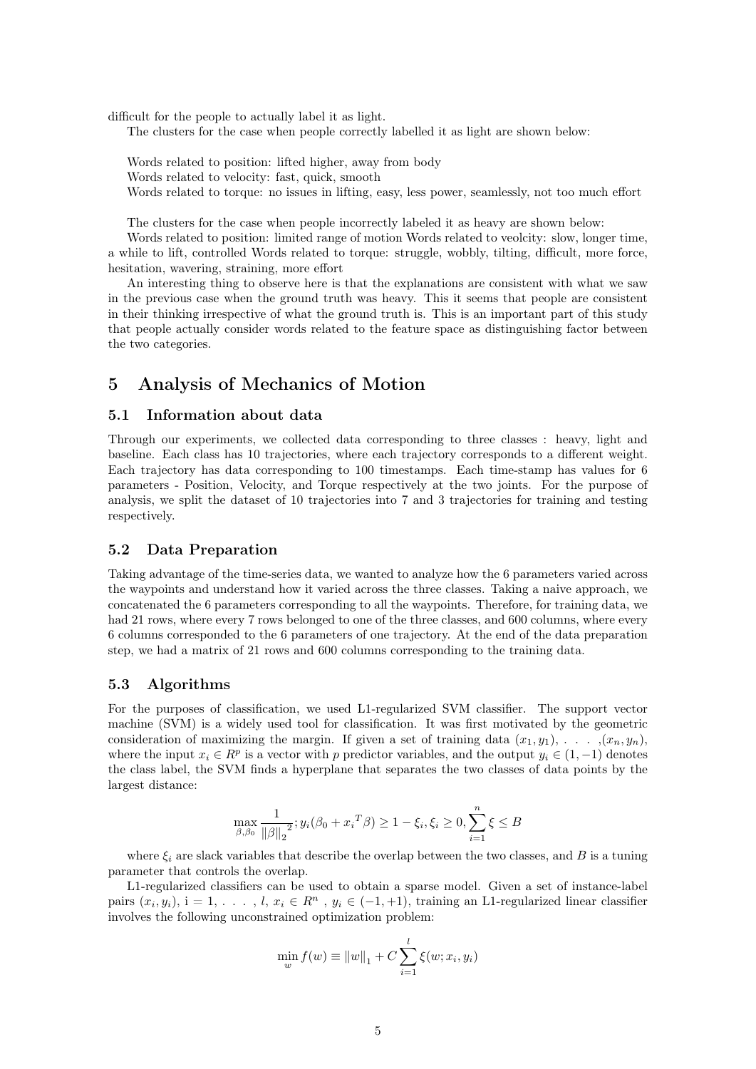difficult for the people to actually label it as light.

The clusters for the case when people correctly labelled it as light are shown below:

Words related to position: lifted higher, away from body
Words related to velocity: fast, quick, smooth
Words related to torque: no issues in lifting, easy, less power, seamlessly, not too much effort

The clusters for the case when people incorrectly labeled it as heavy are shown below:

Words related to position: limited range of motion Words related to veolcity: slow, longer time, a while to lift, controlled Words related to torque: struggle, wobbly, tilting, difficult, more force, hesitation, wavering, straining, more effort

An interesting thing to observe here is that the explanations are consistent with what we saw in the previous case when the ground truth was heavy. This it seems that people are consistent in their thinking irrespective of what the ground truth is. This is an important part of this study that people actually consider words related to the feature space as distinguishing factor between the two categories.

# 5 Analysis of Mechanics of Motion

## 5.1 Information about data

Through our experiments, we collected data corresponding to three classes : heavy, light and baseline. Each class has 10 trajectories, where each trajectory corresponds to a different weight. Each trajectory has data corresponding to 100 timestamps. Each time-stamp has values for 6 parameters - Position, Velocity, and Torque respectively at the two joints. For the purpose of analysis, we split the dataset of 10 trajectories into 7 and 3 trajectories for training and testing respectively.

## 5.2 Data Preparation

Taking advantage of the time-series data, we wanted to analyze how the 6 parameters varied across the waypoints and understand how it varied across the three classes. Taking a naive approach, we concatenated the 6 parameters corresponding to all the waypoints. Therefore, for training data, we had 21 rows, where every 7 rows belonged to one of the three classes, and 600 columns, where every 6 columns corresponded to the 6 parameters of one trajectory. At the end of the data preparation step, we had a matrix of 21 rows and 600 columns corresponding to the training data.

## 5.3 Algorithms

For the purposes of classification, we used L1-regularized SVM classifier. The support vector machine (SVM) is a widely used tool for classification. It was first motivated by the geometric consideration of maximizing the margin. If given a set of training data $(x_1, y_1), \ldots, (x_n, y_n)$, where the input $x_i \in R^p$ is a vector with $p$ predictor variables, and the output $y_i \in (1, -1)$ denotes the class label, the SVM finds a hyperplane that separates the two classes of data points by the largest distance:

$$\max_{\beta, \beta_0} \frac{1}{\|\beta\|_2^2}; y_i(\beta_0 + {x_i}^T \beta) \geq 1 - \xi_i, \xi_i \geq 0, \sum_{i=1}^{n} \xi \leq B$$

where $\xi_i$ are slack variables that describe the overlap between the two classes, and $B$ is a tuning parameter that controls the overlap.

L1-regularized classifiers can be used to obtain a sparse model. Given a set of instance-label pairs $(x_i, y_i)$, i = 1, . . . , $l$, $x_i \in R^n$ , $y_i \in (-1, +1)$, training an L1-regularized linear classifier involves the following unconstrained optimization problem:

$$\min_{w} f(w) \equiv \|w\|_1 + C \sum_{i=1}^{l} \xi(w; x_i, y_i)$$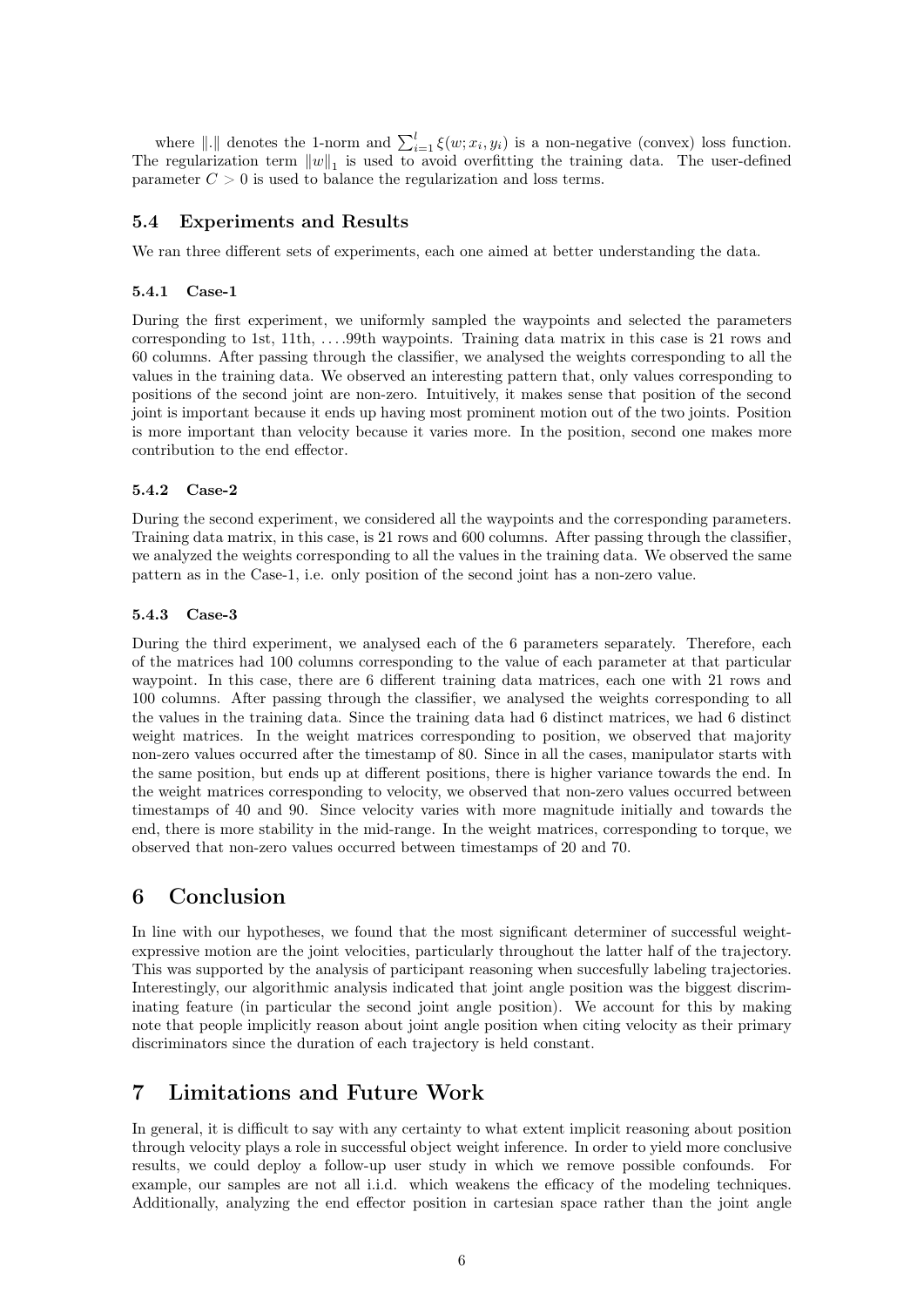where $\|.\|$ denotes the 1-norm and $\sum_{i=1}^{l} \xi(w; x_i, y_i)$ is a non-negative (convex) loss function. The regularization term $\|w\|_1$ is used to avoid overfitting the training data. The user-defined parameter $C > 0$ is used to balance the regularization and loss terms.

### 5.4 Experiments and Results

We ran three different sets of experiments, each one aimed at better understanding the data.

#### 5.4.1 Case-1

During the first experiment, we uniformly sampled the waypoints and selected the parameters corresponding to 1st, 11th, ....99th waypoints. Training data matrix in this case is 21 rows and 60 columns. After passing through the classifier, we analysed the weights corresponding to all the values in the training data. We observed an interesting pattern that, only values corresponding to positions of the second joint are non-zero. Intuitively, it makes sense that position of the second joint is important because it ends up having most prominent motion out of the two joints. Position is more important than velocity because it varies more. In the position, second one makes more contribution to the end effector.

#### 5.4.2 Case-2

During the second experiment, we considered all the waypoints and the corresponding parameters. Training data matrix, in this case, is 21 rows and 600 columns. After passing through the classifier, we analyzed the weights corresponding to all the values in the training data. We observed the same pattern as in the Case-1, i.e. only position of the second joint has a non-zero value.

#### 5.4.3 Case-3

During the third experiment, we analysed each of the 6 parameters separately. Therefore, each of the matrices had 100 columns corresponding to the value of each parameter at that particular waypoint. In this case, there are 6 different training data matrices, each one with 21 rows and 100 columns. After passing through the classifier, we analysed the weights corresponding to all the values in the training data. Since the training data had 6 distinct matrices, we had 6 distinct weight matrices. In the weight matrices corresponding to position, we observed that majority non-zero values occurred after the timestamp of 80. Since in all the cases, manipulator starts with the same position, but ends up at different positions, there is higher variance towards the end. In the weight matrices corresponding to velocity, we observed that non-zero values occurred between timestamps of 40 and 90. Since velocity varies with more magnitude initially and towards the end, there is more stability in the mid-range. In the weight matrices, corresponding to torque, we observed that non-zero values occurred between timestamps of 20 and 70.

## 6 Conclusion

In line with our hypotheses, we found that the most significant determiner of successful weight-expressive motion are the joint velocities, particularly throughout the latter half of the trajectory. This was supported by the analysis of participant reasoning when succesfully labeling trajectories. Interestingly, our algorithmic analysis indicated that joint angle position was the biggest discriminating feature (in particular the second joint angle position). We account for this by making note that people implicitly reason about joint angle position when citing velocity as their primary discriminators since the duration of each trajectory is held constant.

## 7 Limitations and Future Work

In general, it is difficult to say with any certainty to what extent implicit reasoning about position through velocity plays a role in successful object weight inference. In order to yield more conclusive results, we could deploy a follow-up user study in which we remove possible confounds. For example, our samples are not all i.i.d. which weakens the efficacy of the modeling techniques. Additionally, analyzing the end effector position in cartesian space rather than the joint angle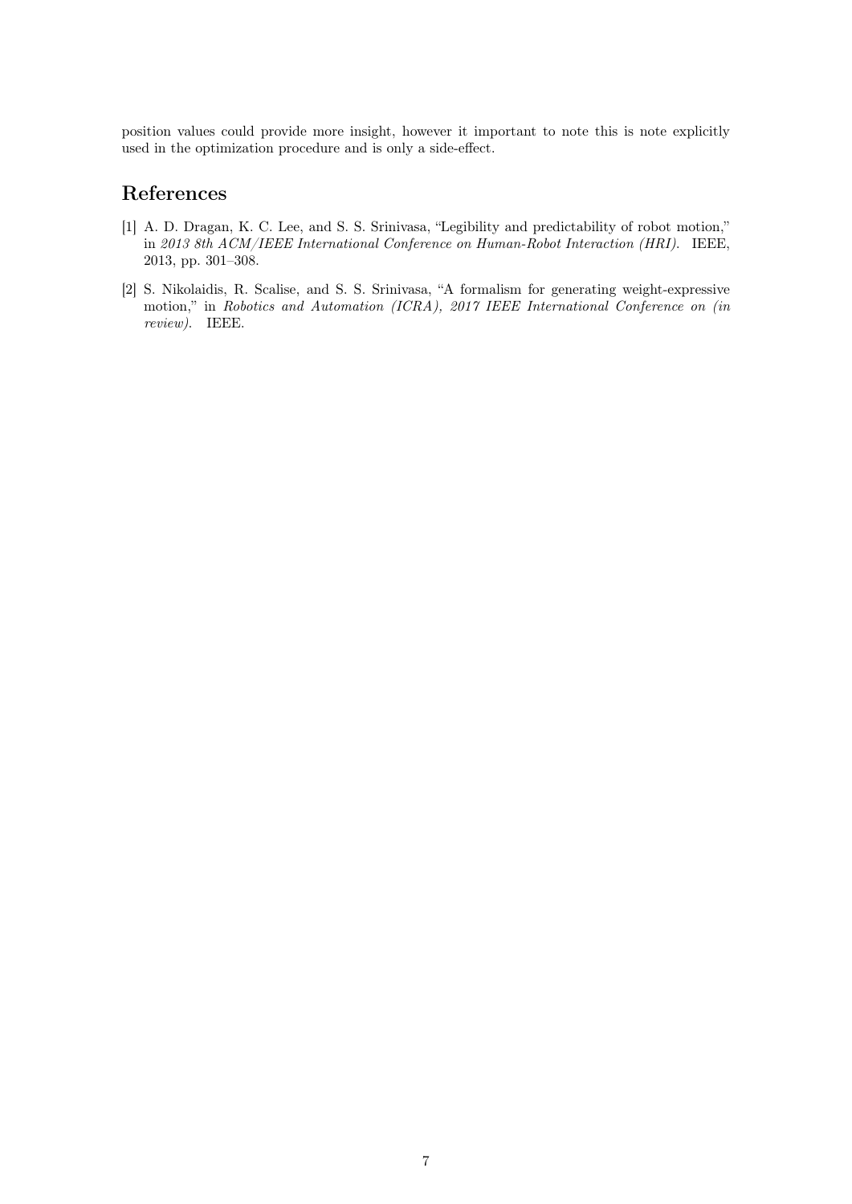position values could provide more insight, however it important to note this is note explicitly used in the optimization procedure and is only a side-effect.

## References

[1] A. D. Dragan, K. C. Lee, and S. S. Srinivasa, "Legibility and predictability of robot motion," in *2013 8th ACM/IEEE International Conference on Human-Robot Interaction (HRI)*. IEEE, 2013, pp. 301–308.

[2] S. Nikolaidis, R. Scalise, and S. S. Srinivasa, "A formalism for generating weight-expressive motion," in *Robotics and Automation (ICRA), 2017 IEEE International Conference on (in review)*. IEEE.